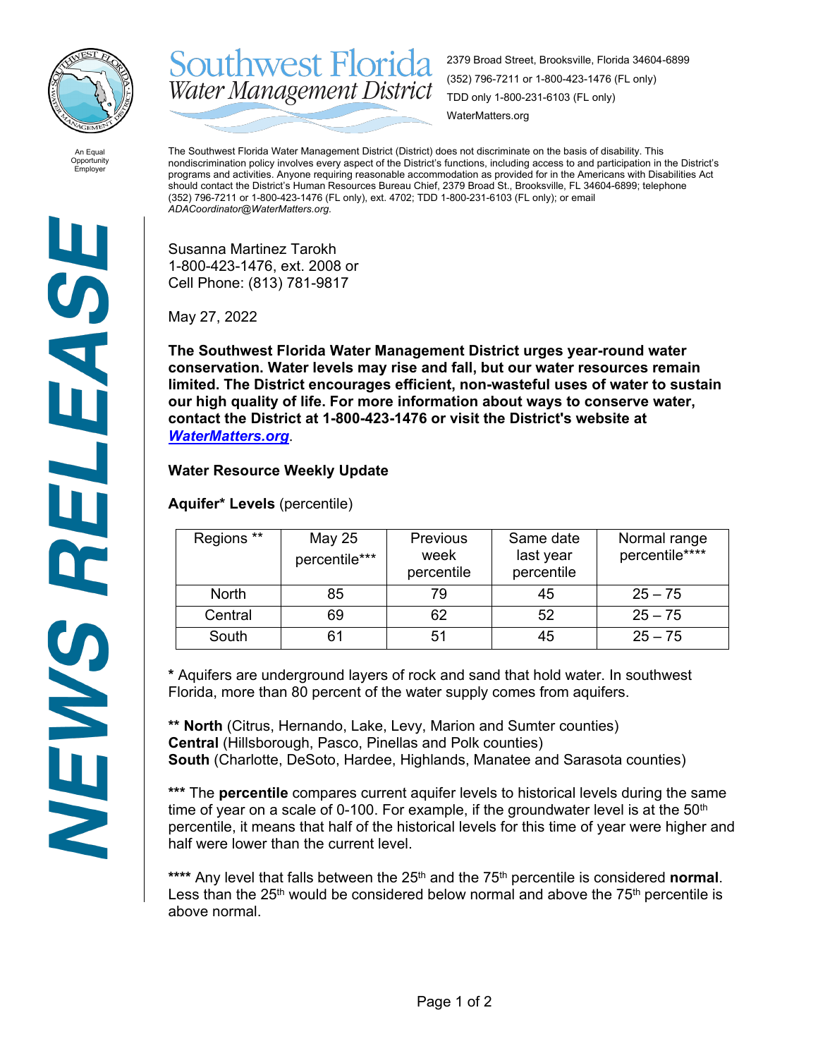Southwest Florida Water Management District

An Equal Opportunity Employer

2379 Broad Street, Brooksville, Florida 34604-6899
(352) 796-7211 or 1-800-423-1476 (FL only)
TDD only 1-800-231-6103 (FL only)
WaterMatters.org

The Southwest Florida Water Management District (District) does not discriminate on the basis of disability. This nondiscrimination policy involves every aspect of the District's functions, including access to and participation in the District's programs and activities. Anyone requiring reasonable accommodation as provided for in the Americans with Disabilities Act should contact the District's Human Resources Bureau Chief, 2379 Broad St., Brooksville, FL 34604-6899; telephone (352) 796-7211 or 1-800-423-1476 (FL only), ext. 4702; TDD 1-800-231-6103 (FL only); or email *ADACoordinator@WaterMatters.org.*

# NEWS RELEASE

Susanna Martinez Tarokh
1-800-423-1476, ext. 2008 or
Cell Phone: (813) 781-9817

May 27, 2022

**The Southwest Florida Water Management District urges year-round water conservation. Water levels may rise and fall, but our water resources remain limited. The District encourages efficient, non-wasteful uses of water to sustain our high quality of life. For more information about ways to conserve water, contact the District at 1-800-423-1476 or visit the District's website at *WaterMatters.org*.**

## Water Resource Weekly Update

**Aquifer* Levels** (percentile)

| Regions ** | May 25 percentile*** | Previous week percentile | Same date last year percentile | Normal range percentile**** |
|---|---|---|---|---|
| North | 85 | 79 | 45 | 25 – 75 |
| Central | 69 | 62 | 52 | 25 – 75 |
| South | 61 | 51 | 45 | 25 – 75 |

**\*** Aquifers are underground layers of rock and sand that hold water. In southwest Florida, more than 80 percent of the water supply comes from aquifers.

**\*\* North** (Citrus, Hernando, Lake, Levy, Marion and Sumter counties)
**Central** (Hillsborough, Pasco, Pinellas and Polk counties)
**South** (Charlotte, DeSoto, Hardee, Highlands, Manatee and Sarasota counties)

**\*\*\*** The **percentile** compares current aquifer levels to historical levels during the same time of year on a scale of 0-100. For example, if the groundwater level is at the 50th percentile, it means that half of the historical levels for this time of year were higher and half were lower than the current level.

**\*\*\*\*** Any level that falls between the 25th and the 75th percentile is considered **normal**. Less than the 25th would be considered below normal and above the 75th percentile is above normal.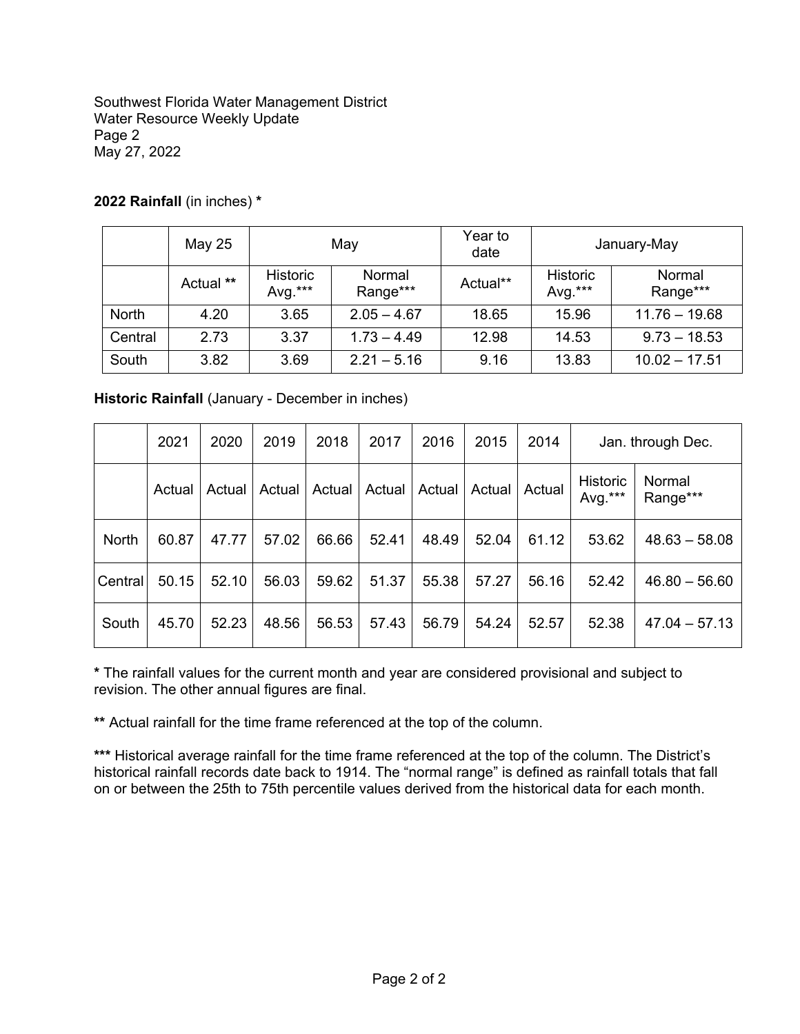Southwest Florida Water Management District
Water Resource Weekly Update
Page 2
May 27, 2022

**2022 Rainfall** (in inches) **\***

| | May 25 | May | | Year to date | January-May | |
|---|---|---|---|---|---|---|
| | Actual ** | Historic Avg.*** | Normal Range*** | Actual** | Historic Avg.*** | Normal Range*** |
| North | 4.20 | 3.65 | 2.05 – 4.67 | 18.65 | 15.96 | 11.76 – 19.68 |
| Central | 2.73 | 3.37 | 1.73 – 4.49 | 12.98 | 14.53 | 9.73 – 18.53 |
| South | 3.82 | 3.69 | 2.21 – 5.16 | 9.16 | 13.83 | 10.02 – 17.51 |

**Historic Rainfall** (January - December in inches)

| | 2021 | 2020 | 2019 | 2018 | 2017 | 2016 | 2015 | 2014 | Jan. through Dec. | |
|---|---|---|---|---|---|---|---|---|---|---|
| | Actual | Actual | Actual | Actual | Actual | Actual | Actual | Actual | Historic Avg.*** | Normal Range*** |
| North | 60.87 | 47.77 | 57.02 | 66.66 | 52.41 | 48.49 | 52.04 | 61.12 | 53.62 | 48.63 – 58.08 |
| Central | 50.15 | 52.10 | 56.03 | 59.62 | 51.37 | 55.38 | 57.27 | 56.16 | 52.42 | 46.80 – 56.60 |
| South | 45.70 | 52.23 | 48.56 | 56.53 | 57.43 | 56.79 | 54.24 | 52.57 | 52.38 | 47.04 – 57.13 |

**\*** The rainfall values for the current month and year are considered provisional and subject to revision. The other annual figures are final.

**\*\*** Actual rainfall for the time frame referenced at the top of the column.

**\*\*\*** Historical average rainfall for the time frame referenced at the top of the column. The District's historical rainfall records date back to 1914. The "normal range" is defined as rainfall totals that fall on or between the 25th to 75th percentile values derived from the historical data for each month.